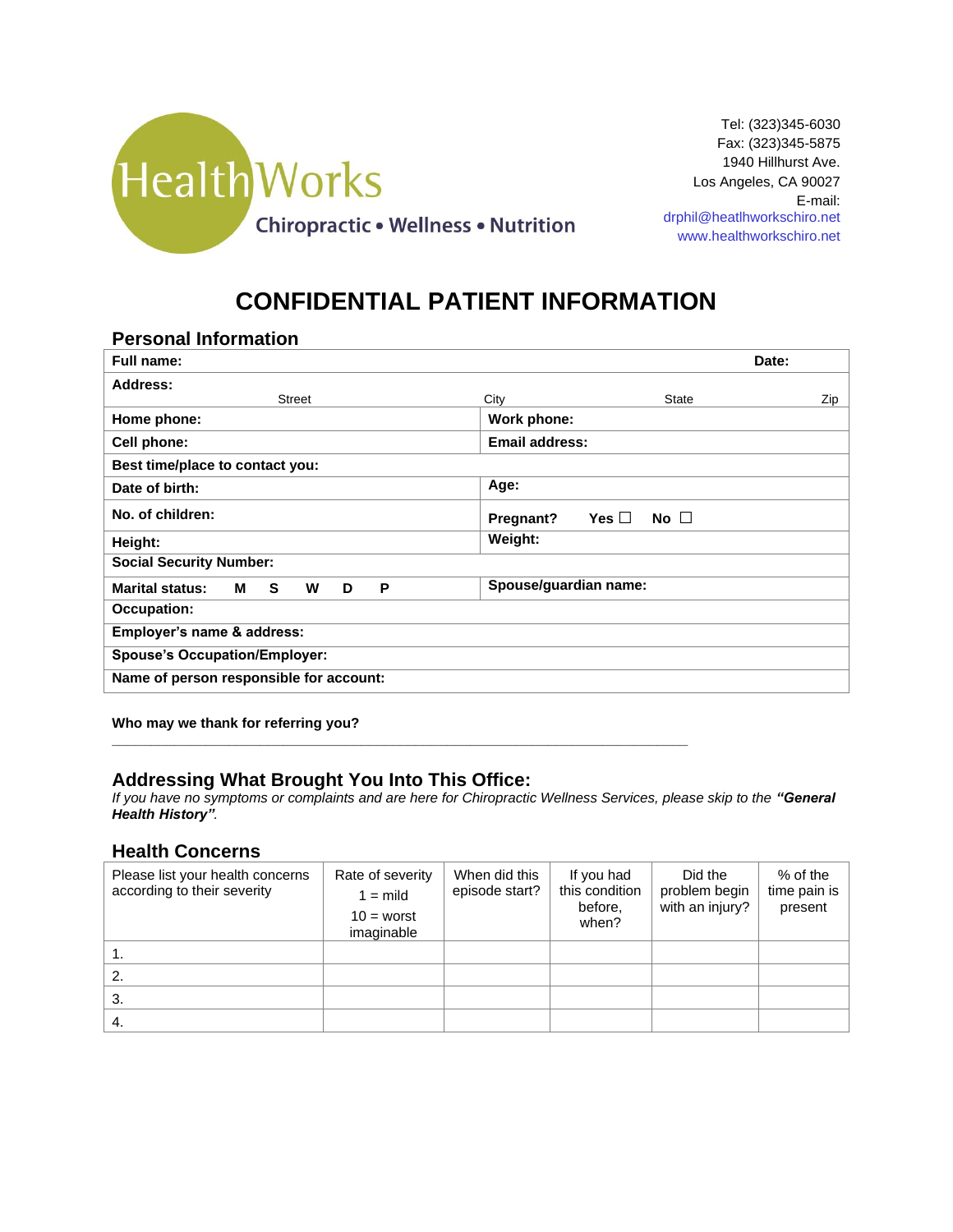HealthWorks

Chiropractic • Wellness • Nutrition

Tel: (323)345-6030
Fax: (323)345-5875
1940 Hillhurst Ave.
Los Angeles, CA 90027
E-mail:
drphil@heatlhworkschiro.net
www.healthworkschiro.net

# CONFIDENTIAL PATIENT INFORMATION

## Personal Information

| | |
|---|---|
| **Full name:** | **Date:** |
| **Address:** Street | City State Zip |
| **Home phone:** | **Work phone:** |
| **Cell phone:** | **Email address:** |
| **Best time/place to contact you:** | |
| **Date of birth:** | **Age:** |
| **No. of children:** | **Pregnant?** **Yes** ☐ **No** ☐ |
| **Height:** | **Weight:** |
| **Social Security Number:** | |
| **Marital status:** **M S W D P** | **Spouse/guardian name:** |
| **Occupation:** | |
| **Employer's name & address:** | |
| **Spouse's Occupation/Employer:** | |
| **Name of person responsible for account:** | |

**Who may we thank for referring you?**

___________________________________________________________________________

## Addressing What Brought You Into This Office:

*If you have no symptoms or complaints and are here for Chiropractic Wellness Services, please skip to the* ***"General Health History"****.*

## Health Concerns

| Please list your health concerns according to their severity | Rate of severity 1 = mild 10 = worst imaginable | When did this episode start? | If you had this condition before, when? | Did the problem begin with an injury? | % of the time pain is present |
|---|---|---|---|---|---|
| 1. | | | | | |
| 2. | | | | | |
| 3. | | | | | |
| 4. | | | | | |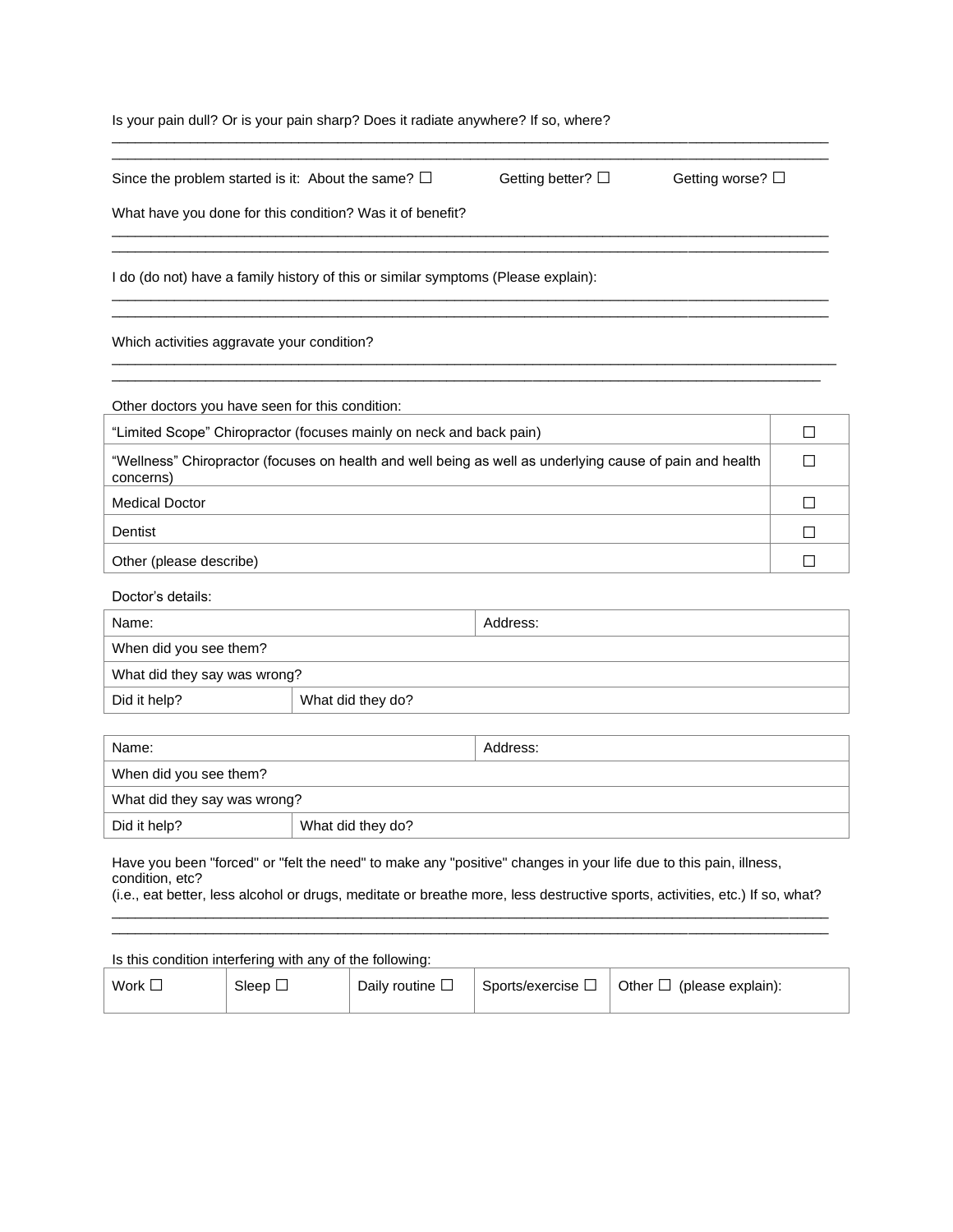Is your pain dull? Or is your pain sharp? Does it radiate anywhere? If so, where?

\_\_\_\_\_\_\_\_\_\_\_\_\_\_\_\_\_\_\_\_\_\_\_\_\_\_\_\_\_\_\_\_\_\_\_\_\_\_\_\_\_\_\_\_\_\_\_\_\_\_\_\_\_\_\_\_\_\_\_\_\_\_\_\_\_\_\_\_\_\_\_\_\_\_\_\_\_\_\_\_\_\_\_\_

\_\_\_\_\_\_\_\_\_\_\_\_\_\_\_\_\_\_\_\_\_\_\_\_\_\_\_\_\_\_\_\_\_\_\_\_\_\_\_\_\_\_\_\_\_\_\_\_\_\_\_\_\_\_\_\_\_\_\_\_\_\_\_\_\_\_\_\_\_\_\_\_\_\_\_\_\_\_\_\_\_\_\_\_

Since the problem started is it: About the same? ☐ Getting better? ☐ Getting worse? ☐

What have you done for this condition? Was it of benefit?

\_\_\_\_\_\_\_\_\_\_\_\_\_\_\_\_\_\_\_\_\_\_\_\_\_\_\_\_\_\_\_\_\_\_\_\_\_\_\_\_\_\_\_\_\_\_\_\_\_\_\_\_\_\_\_\_\_\_\_\_\_\_\_\_\_\_\_\_\_\_\_\_\_\_\_\_\_\_\_\_\_\_\_\_

\_\_\_\_\_\_\_\_\_\_\_\_\_\_\_\_\_\_\_\_\_\_\_\_\_\_\_\_\_\_\_\_\_\_\_\_\_\_\_\_\_\_\_\_\_\_\_\_\_\_\_\_\_\_\_\_\_\_\_\_\_\_\_\_\_\_\_\_\_\_\_\_\_\_\_\_\_\_\_\_\_\_\_\_

I do (do not) have a family history of this or similar symptoms (Please explain):

\_\_\_\_\_\_\_\_\_\_\_\_\_\_\_\_\_\_\_\_\_\_\_\_\_\_\_\_\_\_\_\_\_\_\_\_\_\_\_\_\_\_\_\_\_\_\_\_\_\_\_\_\_\_\_\_\_\_\_\_\_\_\_\_\_\_\_\_\_\_\_\_\_\_\_\_\_\_\_\_\_\_\_\_

\_\_\_\_\_\_\_\_\_\_\_\_\_\_\_\_\_\_\_\_\_\_\_\_\_\_\_\_\_\_\_\_\_\_\_\_\_\_\_\_\_\_\_\_\_\_\_\_\_\_\_\_\_\_\_\_\_\_\_\_\_\_\_\_\_\_\_\_\_\_\_\_\_\_\_\_\_\_\_\_\_\_\_\_

Which activities aggravate your condition?

\_\_\_\_\_\_\_\_\_\_\_\_\_\_\_\_\_\_\_\_\_\_\_\_\_\_\_\_\_\_\_\_\_\_\_\_\_\_\_\_\_\_\_\_\_\_\_\_\_\_\_\_\_\_\_\_\_\_\_\_\_\_\_\_\_\_\_\_\_\_\_\_\_\_\_\_\_\_\_\_\_\_\_\_

\_\_\_\_\_\_\_\_\_\_\_\_\_\_\_\_\_\_\_\_\_\_\_\_\_\_\_\_\_\_\_\_\_\_\_\_\_\_\_\_\_\_\_\_\_\_\_\_\_\_\_\_\_\_\_\_\_\_\_\_\_\_\_\_\_\_\_\_\_\_\_\_\_\_\_\_\_\_\_\_\_\_\_\_

Other doctors you have seen for this condition:

| | |
|---|---|
| "Limited Scope" Chiropractor (focuses mainly on neck and back pain) | ☐ |
| "Wellness" Chiropractor (focuses on health and well being as well as underlying cause of pain and health concerns) | ☐ |
| Medical Doctor | ☐ |
| Dentist | ☐ |
| Other (please describe) | ☐ |

Doctor's details:

| Name: | Address: |
|---|---|
| When did you see them? | |
| What did they say was wrong? | |
| Did it help? | What did they do? |

| Name: | Address: |
|---|---|
| When did you see them? | |
| What did they say was wrong? | |
| Did it help? | What did they do? |

Have you been "forced" or "felt the need" to make any "positive" changes in your life due to this pain, illness, condition, etc?
(i.e., eat better, less alcohol or drugs, meditate or breathe more, less destructive sports, activities, etc.) If so, what?

\_\_\_\_\_\_\_\_\_\_\_\_\_\_\_\_\_\_\_\_\_\_\_\_\_\_\_\_\_\_\_\_\_\_\_\_\_\_\_\_\_\_\_\_\_\_\_\_\_\_\_\_\_\_\_\_\_\_\_\_\_\_\_\_\_\_\_\_\_\_\_\_\_\_\_\_\_\_\_\_\_\_\_\_

\_\_\_\_\_\_\_\_\_\_\_\_\_\_\_\_\_\_\_\_\_\_\_\_\_\_\_\_\_\_\_\_\_\_\_\_\_\_\_\_\_\_\_\_\_\_\_\_\_\_\_\_\_\_\_\_\_\_\_\_\_\_\_\_\_\_\_\_\_\_\_\_\_\_\_\_\_\_\_\_\_\_\_\_

Is this condition interfering with any of the following:

| Work ☐ | Sleep ☐ | Daily routine ☐ | Sports/exercise ☐ | Other ☐ (please explain): |
|---|---|---|---|---|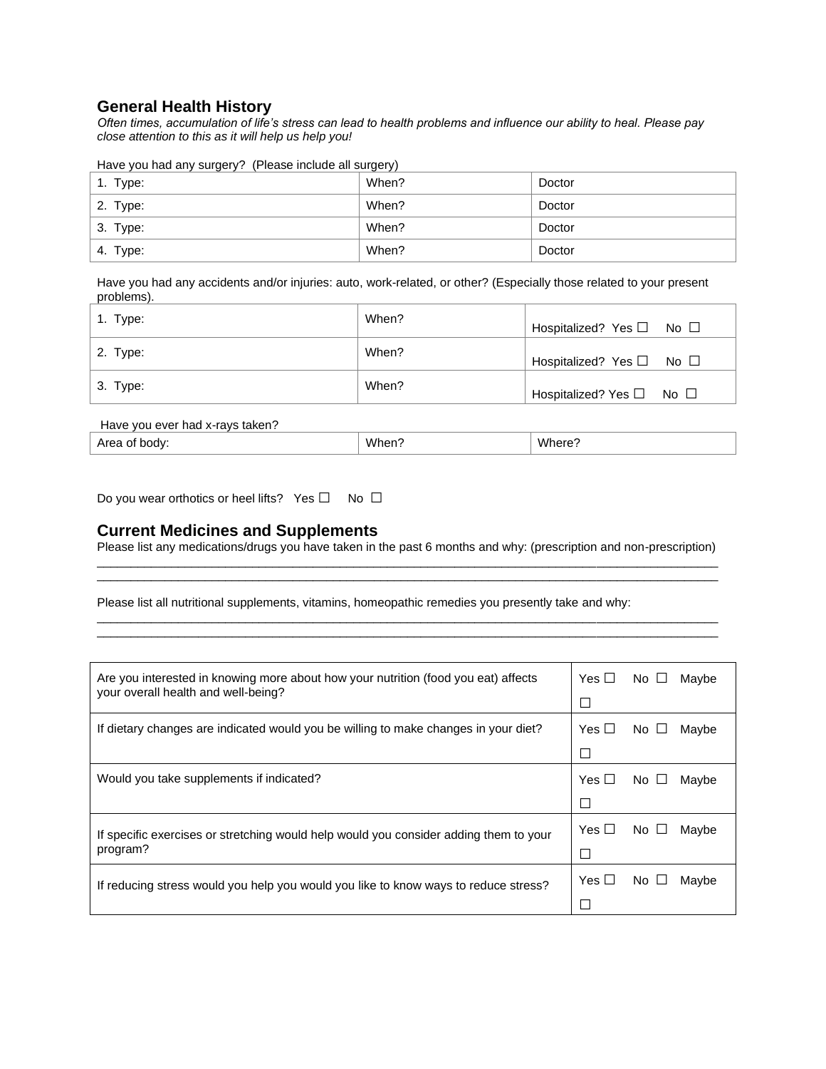## General Health History

*Often times, accumulation of life's stress can lead to health problems and influence our ability to heal. Please pay close attention to this as it will help us help you!*

Have you had any surgery? (Please include all surgery)

| 1. Type: | When? | Doctor |
|---|---|---|
| 2. Type: | When? | Doctor |
| 3. Type: | When? | Doctor |
| 4. Type: | When? | Doctor |

Have you had any accidents and/or injuries: auto, work-related, or other? (Especially those related to your present problems).

| 1. Type: | When? | Hospitalized? Yes ☐ No ☐ |
|---|---|---|
| 2. Type: | When? | Hospitalized? Yes ☐ No ☐ |
| 3. Type: | When? | Hospitalized? Yes ☐ No ☐ |

Have you ever had x-rays taken?

| Area of body: | When? | Where? |
|---|---|---|

Do you wear orthotics or heel lifts? Yes ☐ No ☐

## Current Medicines and Supplements

Please list any medications/drugs you have taken in the past 6 months and why: (prescription and non-prescription)

______________________________________________________________________________________________

______________________________________________________________________________________________

Please list all nutritional supplements, vitamins, homeopathic remedies you presently take and why:

______________________________________________________________________________________________

______________________________________________________________________________________________

| Are you interested in knowing more about how your nutrition (food you eat) affects your overall health and well-being? | Yes ☐ No ☐ Maybe ☐ |
|---|---|
| If dietary changes are indicated would you be willing to make changes in your diet? | Yes ☐ No ☐ Maybe ☐ |
| Would you take supplements if indicated? | Yes ☐ No ☐ Maybe ☐ |
| If specific exercises or stretching would help would you consider adding them to your program? | Yes ☐ No ☐ Maybe ☐ |
| If reducing stress would you help you would you like to know ways to reduce stress? | Yes ☐ No ☐ Maybe ☐ |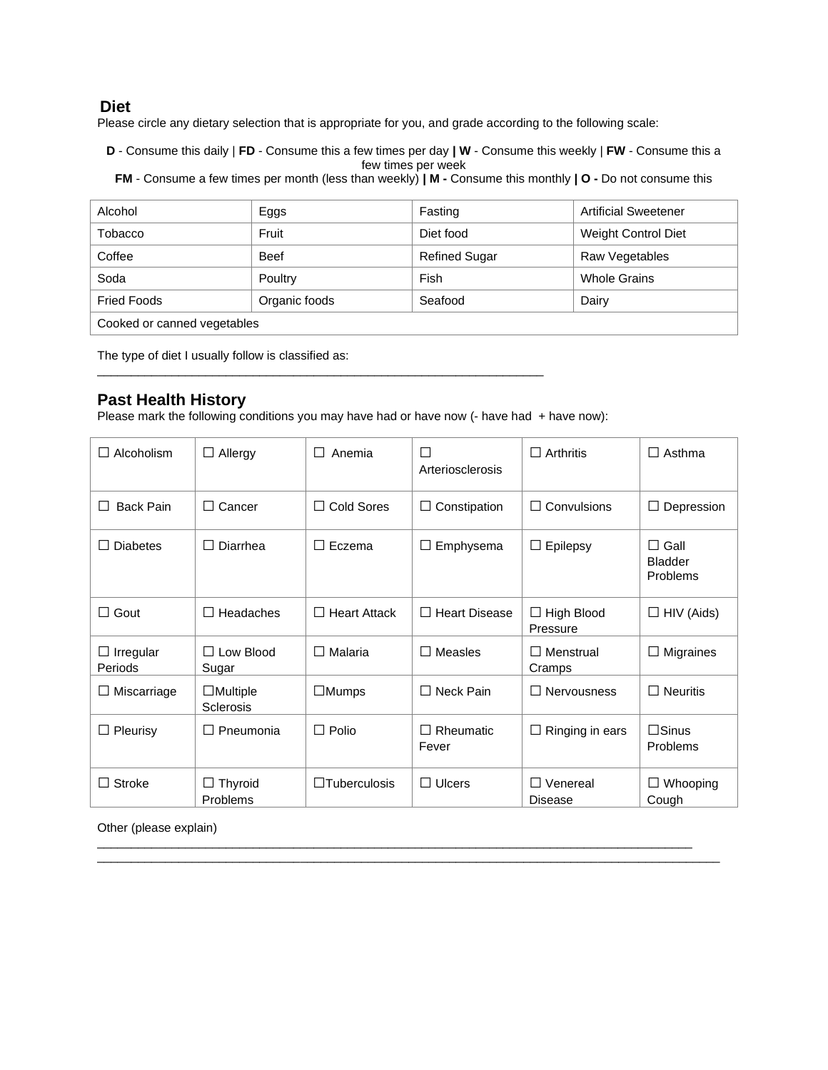## Diet

Please circle any dietary selection that is appropriate for you, and grade according to the following scale:

**D** - Consume this daily | **FD** - Consume this a few times per day **| W** - Consume this weekly | **FW** - Consume this a few times per week
**FM** - Consume a few times per month (less than weekly) **| M -** Consume this monthly **| O -** Do not consume this

| Alcohol | Eggs | Fasting | Artificial Sweetener |
|---|---|---|---|
| Tobacco | Fruit | Diet food | Weight Control Diet |
| Coffee | Beef | Refined Sugar | Raw Vegetables |
| Soda | Poultry | Fish | Whole Grains |
| Fried Foods | Organic foods | Seafood | Dairy |
| Cooked or canned vegetables | | | |

The type of diet I usually follow is classified as:
_________________________________________________________________

## Past Health History

Please mark the following conditions you may have had or have now (- have had + have now):

| ☐ Alcoholism | ☐ Allergy | ☐ Anemia | ☐ Arteriosclerosis | ☐ Arthritis | ☐ Asthma |
|---|---|---|---|---|---|
| ☐ Back Pain | ☐ Cancer | ☐ Cold Sores | ☐ Constipation | ☐ Convulsions | ☐ Depression |
| ☐ Diabetes | ☐ Diarrhea | ☐ Eczema | ☐ Emphysema | ☐ Epilepsy | ☐ Gall Bladder Problems |
| ☐ Gout | ☐ Headaches | ☐ Heart Attack | ☐ Heart Disease | ☐ High Blood Pressure | ☐ HIV (Aids) |
| ☐ Irregular Periods | ☐ Low Blood Sugar | ☐ Malaria | ☐ Measles | ☐ Menstrual Cramps | ☐ Migraines |
| ☐ Miscarriage | ☐Multiple Sclerosis | ☐Mumps | ☐ Neck Pain | ☐ Nervousness | ☐ Neuritis |
| ☐ Pleurisy | ☐ Pneumonia | ☐ Polio | ☐ Rheumatic Fever | ☐ Ringing in ears | ☐Sinus Problems |
| ☐ Stroke | ☐ Thyroid Problems | ☐Tuberculosis | ☐ Ulcers | ☐ Venereal Disease | ☐ Whooping Cough |

Other (please explain)
_________________________________________________________________________________________
_____________________________________________________________________________________________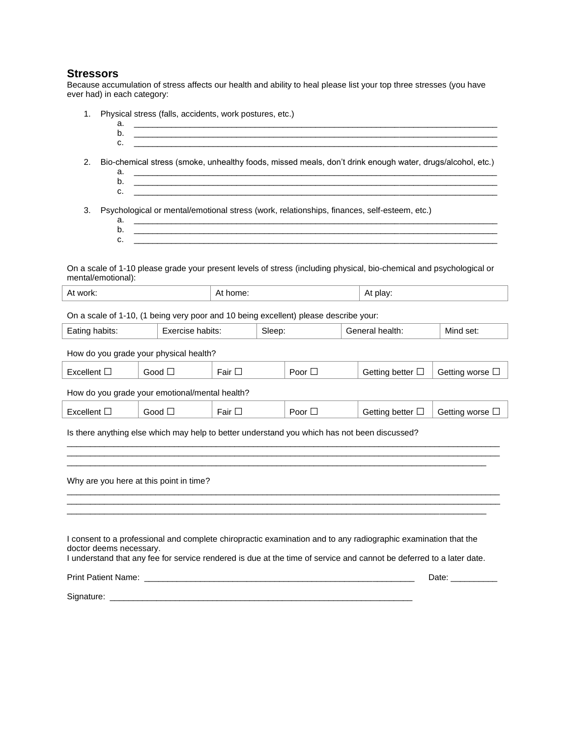## Stressors

Because accumulation of stress affects our health and ability to heal please list your top three stresses (you have ever had) in each category:

1. Physical stress (falls, accidents, work postures, etc.)
   a. ___________________________________________________________________________
   b. ___________________________________________________________________________
   c. ___________________________________________________________________________

2. Bio-chemical stress (smoke, unhealthy foods, missed meals, don't drink enough water, drugs/alcohol, etc.)
   a. ___________________________________________________________________________
   b. ___________________________________________________________________________
   c. ___________________________________________________________________________

3. Psychological or mental/emotional stress (work, relationships, finances, self-esteem, etc.)
   a. ___________________________________________________________________________
   b. ___________________________________________________________________________
   c. ___________________________________________________________________________

On a scale of 1-10 please grade your present levels of stress (including physical, bio-chemical and psychological or mental/emotional):

| At work: | At home: | At play: |
|---|---|---|

On a scale of 1-10, (1 being very poor and 10 being excellent) please describe your:

| Eating habits: | Exercise habits: | Sleep: | General health: | Mind set: |
|---|---|---|---|---|

How do you grade your physical health?

| Excellent ☐ | Good ☐ | Fair ☐ | Poor ☐ | Getting better ☐ | Getting worse ☐ |
|---|---|---|---|---|---|

How do you grade your emotional/mental health?

| Excellent ☐ | Good ☐ | Fair ☐ | Poor ☐ | Getting better ☐ | Getting worse ☐ |
|---|---|---|---|---|---|

Is there anything else which may help to better understand you which has not been discussed?

______________________________________________________________________________________________
______________________________________________________________________________________________
____________________________________________________________________________________________

Why are you here at this point in time?

______________________________________________________________________________________________
______________________________________________________________________________________________
____________________________________________________________________________________________

I consent to a professional and complete chiropractic examination and to any radiographic examination that the doctor deems necessary.
I understand that any fee for service rendered is due at the time of service and cannot be deferred to a later date.

Print Patient Name: ___________________________________________________________ Date: __________

Signature: ____________________________________________________________________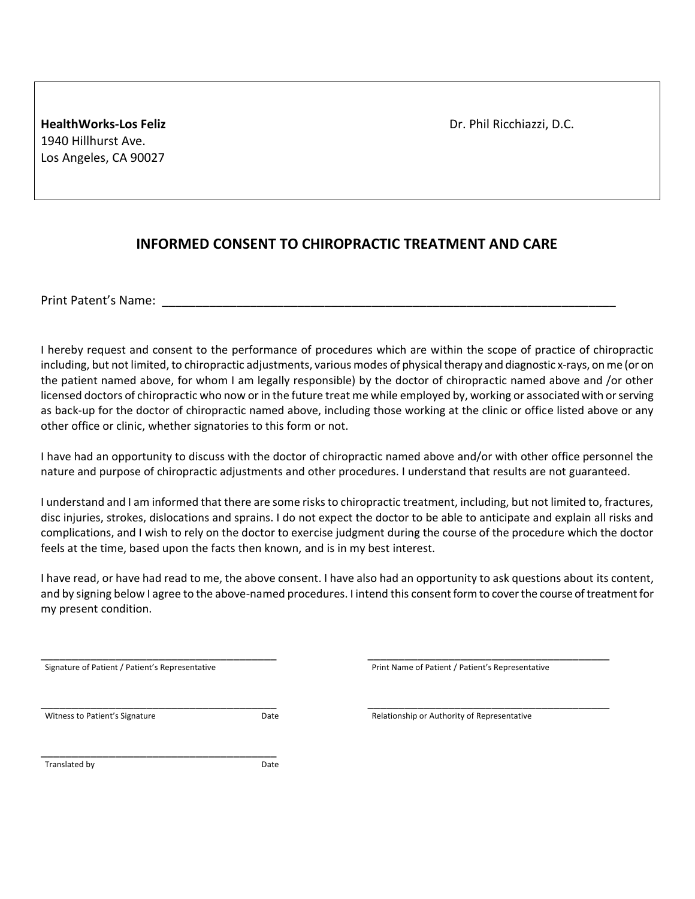**HealthWorks-Los Feliz**
1940 Hillhurst Ave.
Los Angeles, CA 90027

Dr. Phil Ricchiazzi, D.C.

## INFORMED CONSENT TO CHIROPRACTIC TREATMENT AND CARE

Print Patent's Name: ______________________________________________________________________

I hereby request and consent to the performance of procedures which are within the scope of practice of chiropractic including, but not limited, to chiropractic adjustments, various modes of physical therapy and diagnostic x-rays, on me (or on the patient named above, for whom I am legally responsible) by the doctor of chiropractic named above and /or other licensed doctors of chiropractic who now or in the future treat me while employed by, working or associated with or serving as back-up for the doctor of chiropractic named above, including those working at the clinic or office listed above or any other office or clinic, whether signatories to this form or not.

I have had an opportunity to discuss with the doctor of chiropractic named above and/or with other office personnel the nature and purpose of chiropractic adjustments and other procedures. I understand that results are not guaranteed.

I understand and I am informed that there are some risks to chiropractic treatment, including, but not limited to, fractures, disc injuries, strokes, dislocations and sprains. I do not expect the doctor to be able to anticipate and explain all risks and complications, and I wish to rely on the doctor to exercise judgment during the course of the procedure which the doctor feels at the time, based upon the facts then known, and is in my best interest.

I have read, or have had read to me, the above consent. I have also had an opportunity to ask questions about its content, and by signing below I agree to the above-named procedures. I intend this consent form to cover the course of treatment for my present condition.

_____________________________________________
Signature of Patient / Patient's Representative

_____________________________________________
Print Name of Patient / Patient's Representative

_____________________________________________
Witness to Patient's Signature Date

_____________________________________________
Relationship or Authority of Representative

_____________________________________________
Translated by Date